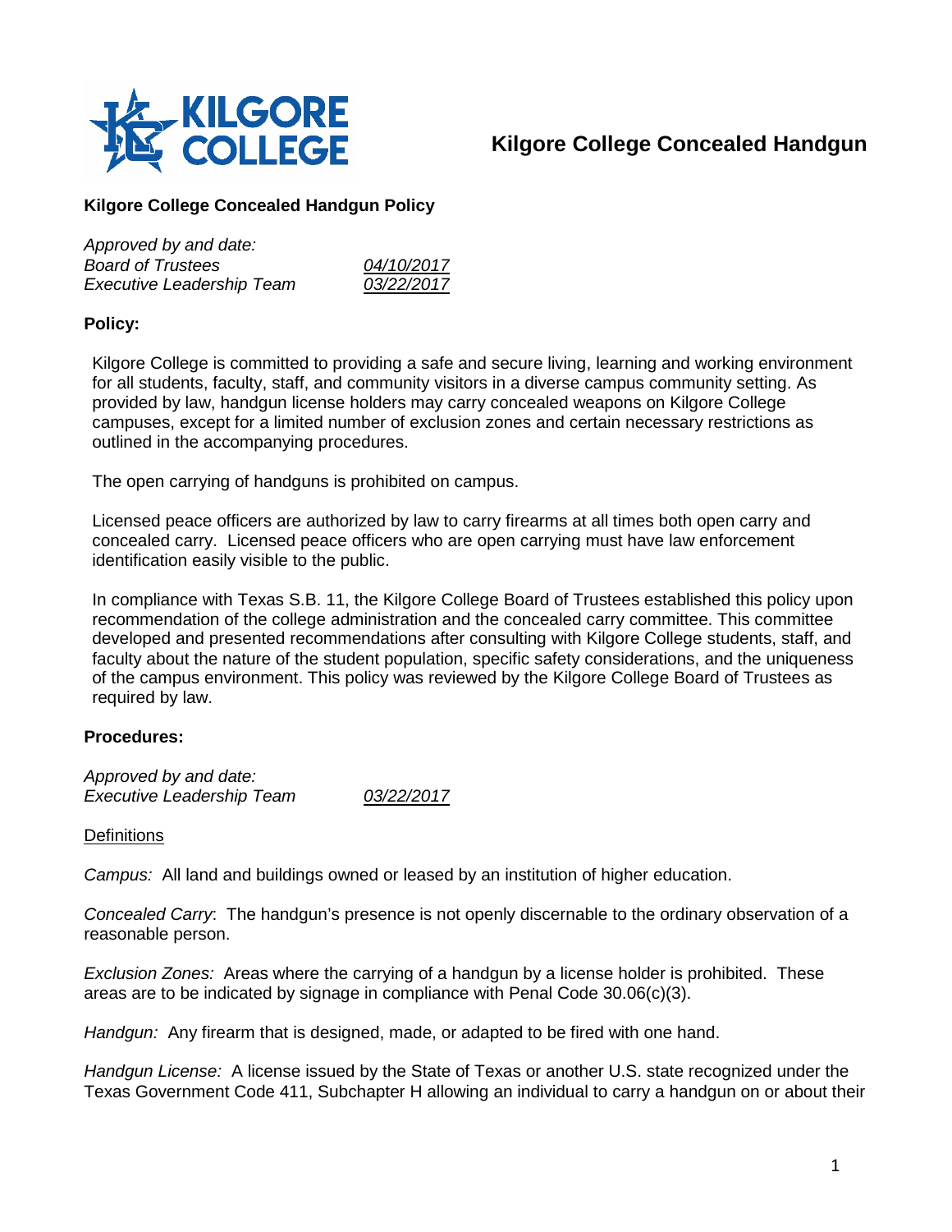# Kilgore College Concealed Handgun

**Kilgore College Concealed Handgun Policy**

*Approved by and date:*
*Board of Trustees* *04/10/2017*
*Executive Leadership Team* *03/22/2017*

**Policy:**

Kilgore College is committed to providing a safe and secure living, learning and working environment for all students, faculty, staff, and community visitors in a diverse campus community setting. As provided by law, handgun license holders may carry concealed weapons on Kilgore College campuses, except for a limited number of exclusion zones and certain necessary restrictions as outlined in the accompanying procedures.

The open carrying of handguns is prohibited on campus.

Licensed peace officers are authorized by law to carry firearms at all times both open carry and concealed carry. Licensed peace officers who are open carrying must have law enforcement identification easily visible to the public.

In compliance with Texas S.B. 11, the Kilgore College Board of Trustees established this policy upon recommendation of the college administration and the concealed carry committee. This committee developed and presented recommendations after consulting with Kilgore College students, staff, and faculty about the nature of the student population, specific safety considerations, and the uniqueness of the campus environment. This policy was reviewed by the Kilgore College Board of Trustees as required by law.

**Procedures:**

*Approved by and date:*
*Executive Leadership Team* *03/22/2017*

Definitions

*Campus:* All land and buildings owned or leased by an institution of higher education.

*Concealed Carry*: The handgun's presence is not openly discernable to the ordinary observation of a reasonable person.

*Exclusion Zones:* Areas where the carrying of a handgun by a license holder is prohibited. These areas are to be indicated by signage in compliance with Penal Code 30.06(c)(3).

*Handgun:* Any firearm that is designed, made, or adapted to be fired with one hand.

*Handgun License:* A license issued by the State of Texas or another U.S. state recognized under the Texas Government Code 411, Subchapter H allowing an individual to carry a handgun on or about their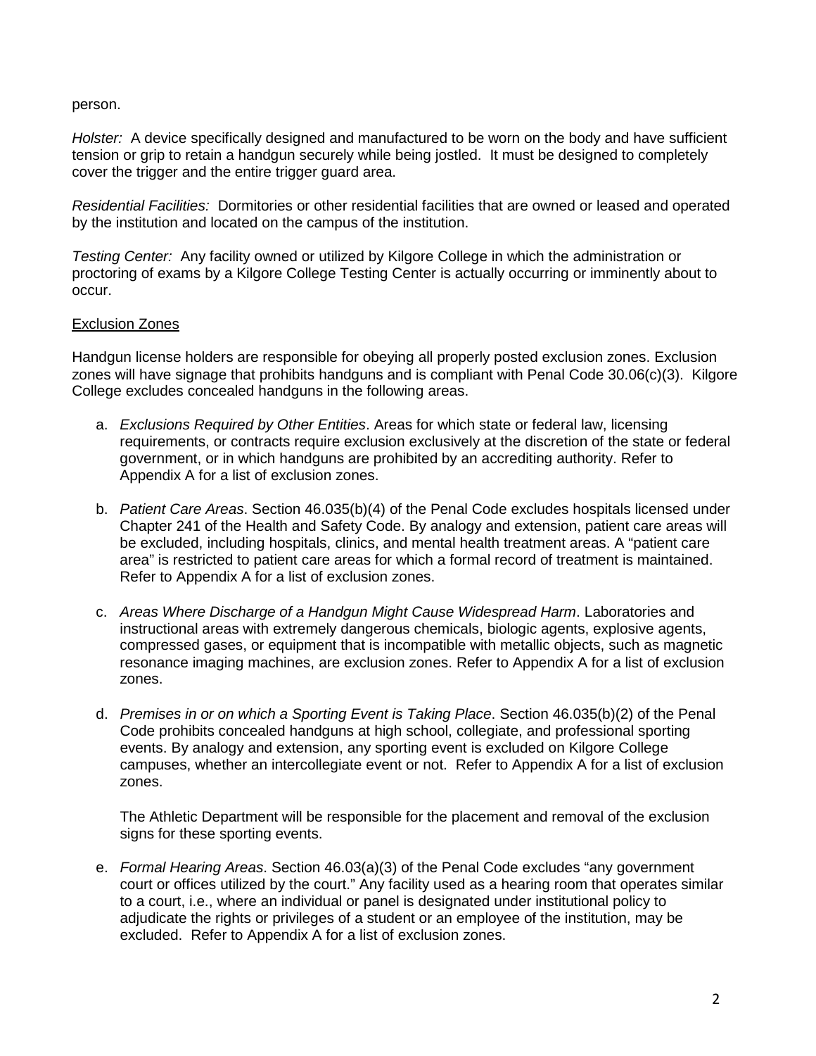person.

*Holster:* A device specifically designed and manufactured to be worn on the body and have sufficient tension or grip to retain a handgun securely while being jostled. It must be designed to completely cover the trigger and the entire trigger guard area.

*Residential Facilities:* Dormitories or other residential facilities that are owned or leased and operated by the institution and located on the campus of the institution.

*Testing Center:* Any facility owned or utilized by Kilgore College in which the administration or proctoring of exams by a Kilgore College Testing Center is actually occurring or imminently about to occur.

<u>Exclusion Zones</u>

Handgun license holders are responsible for obeying all properly posted exclusion zones. Exclusion zones will have signage that prohibits handguns and is compliant with Penal Code 30.06(c)(3). Kilgore College excludes concealed handguns in the following areas.

a. *Exclusions Required by Other Entities*. Areas for which state or federal law, licensing requirements, or contracts require exclusion exclusively at the discretion of the state or federal government, or in which handguns are prohibited by an accrediting authority. Refer to Appendix A for a list of exclusion zones.

b. *Patient Care Areas*. Section 46.035(b)(4) of the Penal Code excludes hospitals licensed under Chapter 241 of the Health and Safety Code. By analogy and extension, patient care areas will be excluded, including hospitals, clinics, and mental health treatment areas. A "patient care area" is restricted to patient care areas for which a formal record of treatment is maintained. Refer to Appendix A for a list of exclusion zones.

c. *Areas Where Discharge of a Handgun Might Cause Widespread Harm*. Laboratories and instructional areas with extremely dangerous chemicals, biologic agents, explosive agents, compressed gases, or equipment that is incompatible with metallic objects, such as magnetic resonance imaging machines, are exclusion zones. Refer to Appendix A for a list of exclusion zones.

d. *Premises in or on which a Sporting Event is Taking Place*. Section 46.035(b)(2) of the Penal Code prohibits concealed handguns at high school, collegiate, and professional sporting events. By analogy and extension, any sporting event is excluded on Kilgore College campuses, whether an intercollegiate event or not. Refer to Appendix A for a list of exclusion zones.

   The Athletic Department will be responsible for the placement and removal of the exclusion signs for these sporting events.

e. *Formal Hearing Areas*. Section 46.03(a)(3) of the Penal Code excludes "any government court or offices utilized by the court." Any facility used as a hearing room that operates similar to a court, i.e., where an individual or panel is designated under institutional policy to adjudicate the rights or privileges of a student or an employee of the institution, may be excluded. Refer to Appendix A for a list of exclusion zones.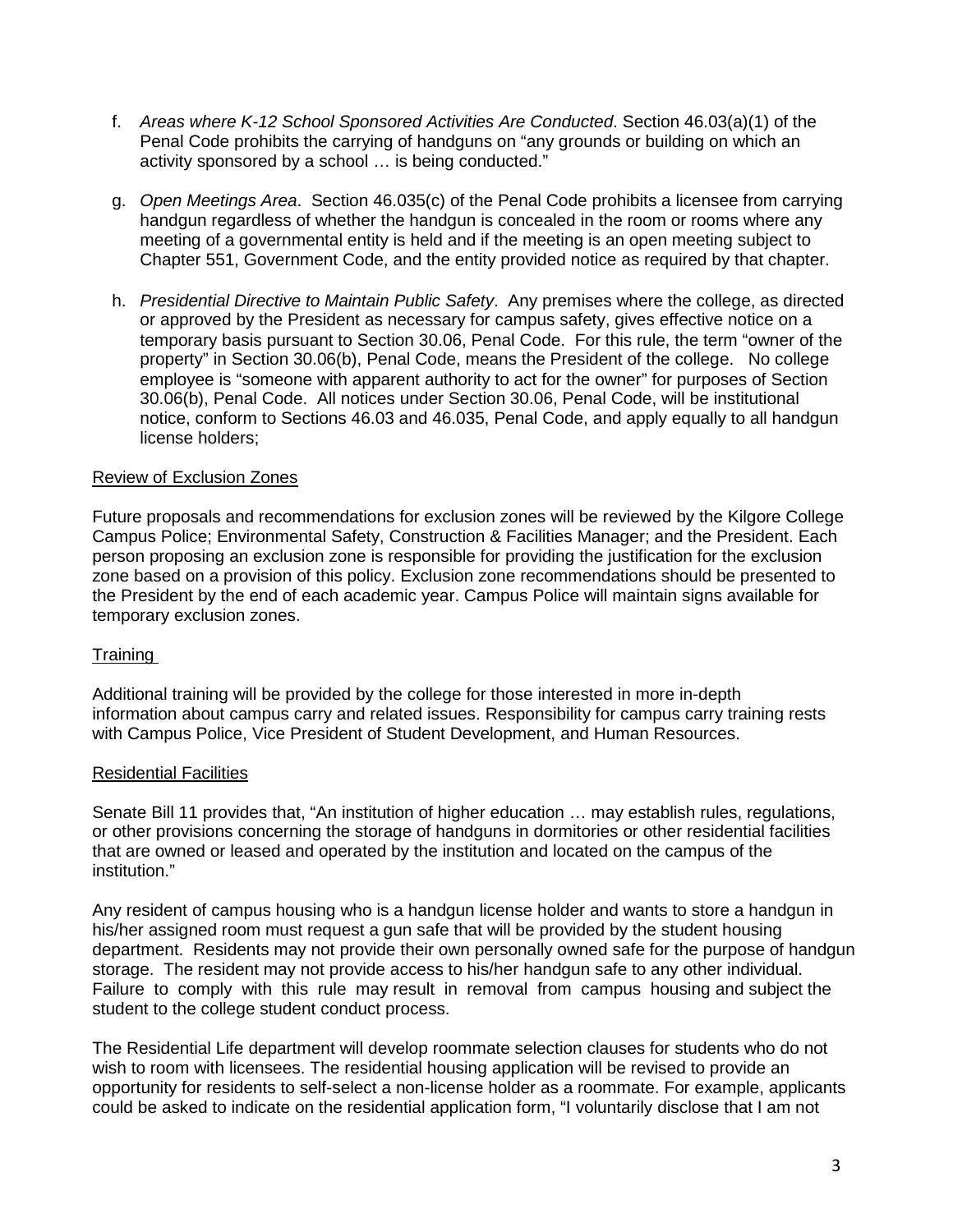f. *Areas where K-12 School Sponsored Activities Are Conducted*. Section 46.03(a)(1) of the Penal Code prohibits the carrying of handguns on "any grounds or building on which an activity sponsored by a school … is being conducted."

g. *Open Meetings Area*. Section 46.035(c) of the Penal Code prohibits a licensee from carrying handgun regardless of whether the handgun is concealed in the room or rooms where any meeting of a governmental entity is held and if the meeting is an open meeting subject to Chapter 551, Government Code, and the entity provided notice as required by that chapter.

h. *Presidential Directive to Maintain Public Safety*. Any premises where the college, as directed or approved by the President as necessary for campus safety, gives effective notice on a temporary basis pursuant to Section 30.06, Penal Code. For this rule, the term "owner of the property" in Section 30.06(b), Penal Code, means the President of the college. No college employee is "someone with apparent authority to act for the owner" for purposes of Section 30.06(b), Penal Code. All notices under Section 30.06, Penal Code, will be institutional notice, conform to Sections 46.03 and 46.035, Penal Code, and apply equally to all handgun license holders;

<u>Review of Exclusion Zones</u>

Future proposals and recommendations for exclusion zones will be reviewed by the Kilgore College Campus Police; Environmental Safety, Construction & Facilities Manager; and the President. Each person proposing an exclusion zone is responsible for providing the justification for the exclusion zone based on a provision of this policy. Exclusion zone recommendations should be presented to the President by the end of each academic year. Campus Police will maintain signs available for temporary exclusion zones.

<u>Training</u>

Additional training will be provided by the college for those interested in more in-depth information about campus carry and related issues. Responsibility for campus carry training rests with Campus Police, Vice President of Student Development, and Human Resources.

<u>Residential Facilities</u>

Senate Bill 11 provides that, "An institution of higher education … may establish rules, regulations, or other provisions concerning the storage of handguns in dormitories or other residential facilities that are owned or leased and operated by the institution and located on the campus of the institution."

Any resident of campus housing who is a handgun license holder and wants to store a handgun in his/her assigned room must request a gun safe that will be provided by the student housing department. Residents may not provide their own personally owned safe for the purpose of handgun storage. The resident may not provide access to his/her handgun safe to any other individual. Failure to comply with this rule may result in removal from campus housing and subject the student to the college student conduct process.

The Residential Life department will develop roommate selection clauses for students who do not wish to room with licensees. The residential housing application will be revised to provide an opportunity for residents to self-select a non-license holder as a roommate. For example, applicants could be asked to indicate on the residential application form, "I voluntarily disclose that I am not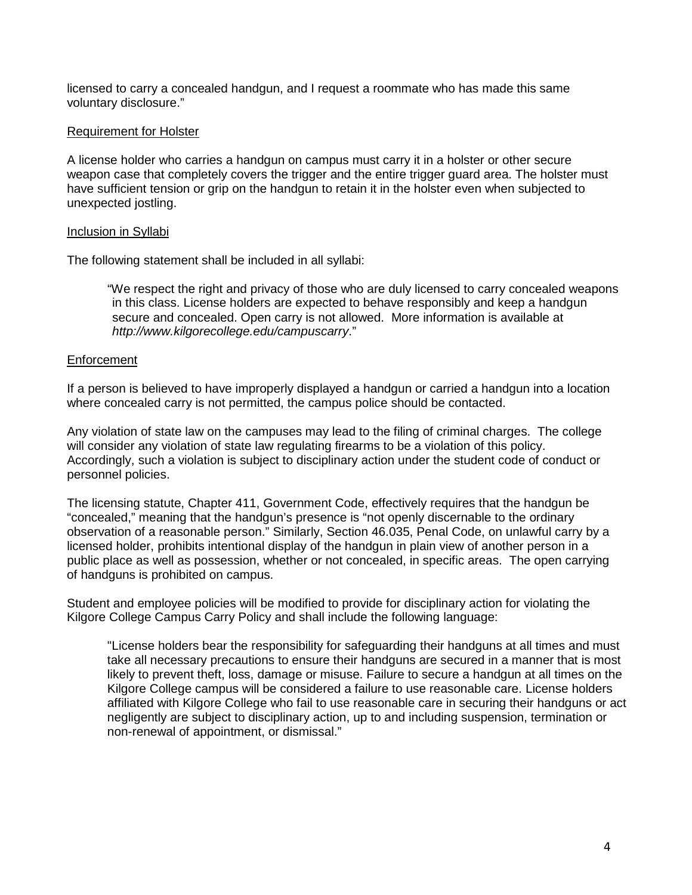licensed to carry a concealed handgun, and I request a roommate who has made this same voluntary disclosure."

## Requirement for Holster

A license holder who carries a handgun on campus must carry it in a holster or other secure weapon case that completely covers the trigger and the entire trigger guard area. The holster must have sufficient tension or grip on the handgun to retain it in the holster even when subjected to unexpected jostling.

## Inclusion in Syllabi

The following statement shall be included in all syllabi:

> "We respect the right and privacy of those who are duly licensed to carry concealed weapons in this class. License holders are expected to behave responsibly and keep a handgun secure and concealed. Open carry is not allowed. More information is available at *http://www.kilgorecollege.edu/campuscarry*."

## Enforcement

If a person is believed to have improperly displayed a handgun or carried a handgun into a location where concealed carry is not permitted, the campus police should be contacted.

Any violation of state law on the campuses may lead to the filing of criminal charges. The college will consider any violation of state law regulating firearms to be a violation of this policy. Accordingly, such a violation is subject to disciplinary action under the student code of conduct or personnel policies.

The licensing statute, Chapter 411, Government Code, effectively requires that the handgun be "concealed," meaning that the handgun's presence is "not openly discernable to the ordinary observation of a reasonable person." Similarly, Section 46.035, Penal Code, on unlawful carry by a licensed holder, prohibits intentional display of the handgun in plain view of another person in a public place as well as possession, whether or not concealed, in specific areas. The open carrying of handguns is prohibited on campus.

Student and employee policies will be modified to provide for disciplinary action for violating the Kilgore College Campus Carry Policy and shall include the following language:

> "License holders bear the responsibility for safeguarding their handguns at all times and must take all necessary precautions to ensure their handguns are secured in a manner that is most likely to prevent theft, loss, damage or misuse. Failure to secure a handgun at all times on the Kilgore College campus will be considered a failure to use reasonable care. License holders affiliated with Kilgore College who fail to use reasonable care in securing their handguns or act negligently are subject to disciplinary action, up to and including suspension, termination or non-renewal of appointment, or dismissal."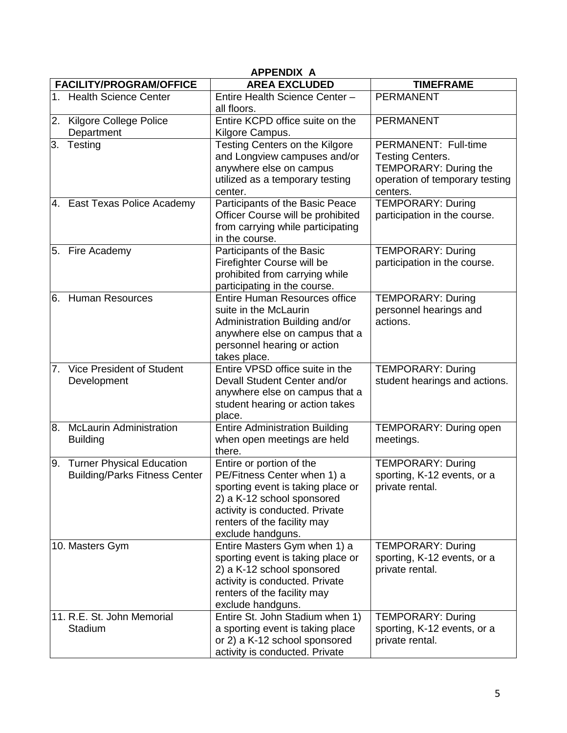**APPENDIX A**

| FACILITY/PROGRAM/OFFICE | AREA EXCLUDED | TIMEFRAME |
|---|---|---|
| 1. Health Science Center | Entire Health Science Center – all floors. | PERMANENT |
| 2. Kilgore College Police Department | Entire KCPD office suite on the Kilgore Campus. | PERMANENT |
| 3. Testing | Testing Centers on the Kilgore and Longview campuses and/or anywhere else on campus utilized as a temporary testing center. | PERMANENT: Full-time Testing Centers. TEMPORARY: During the operation of temporary testing centers. |
| 4. East Texas Police Academy | Participants of the Basic Peace Officer Course will be prohibited from carrying while participating in the course. | TEMPORARY: During participation in the course. |
| 5. Fire Academy | Participants of the Basic Firefighter Course will be prohibited from carrying while participating in the course. | TEMPORARY: During participation in the course. |
| 6. Human Resources | Entire Human Resources office suite in the McLaurin Administration Building and/or anywhere else on campus that a personnel hearing or action takes place. | TEMPORARY: During personnel hearings and actions. |
| 7. Vice President of Student Development | Entire VPSD office suite in the Devall Student Center and/or anywhere else on campus that a student hearing or action takes place. | TEMPORARY: During student hearings and actions. |
| 8. McLaurin Administration Building | Entire Administration Building when open meetings are held there. | TEMPORARY: During open meetings. |
| 9. Turner Physical Education Building/Parks Fitness Center | Entire or portion of the PE/Fitness Center when 1) a sporting event is taking place or 2) a K-12 school sponsored activity is conducted. Private renters of the facility may exclude handguns. | TEMPORARY: During sporting, K-12 events, or a private rental. |
| 10. Masters Gym | Entire Masters Gym when 1) a sporting event is taking place or 2) a K-12 school sponsored activity is conducted. Private renters of the facility may exclude handguns. | TEMPORARY: During sporting, K-12 events, or a private rental. |
| 11. R.E. St. John Memorial Stadium | Entire St. John Stadium when 1) a sporting event is taking place or 2) a K-12 school sponsored activity is conducted. Private | TEMPORARY: During sporting, K-12 events, or a private rental. |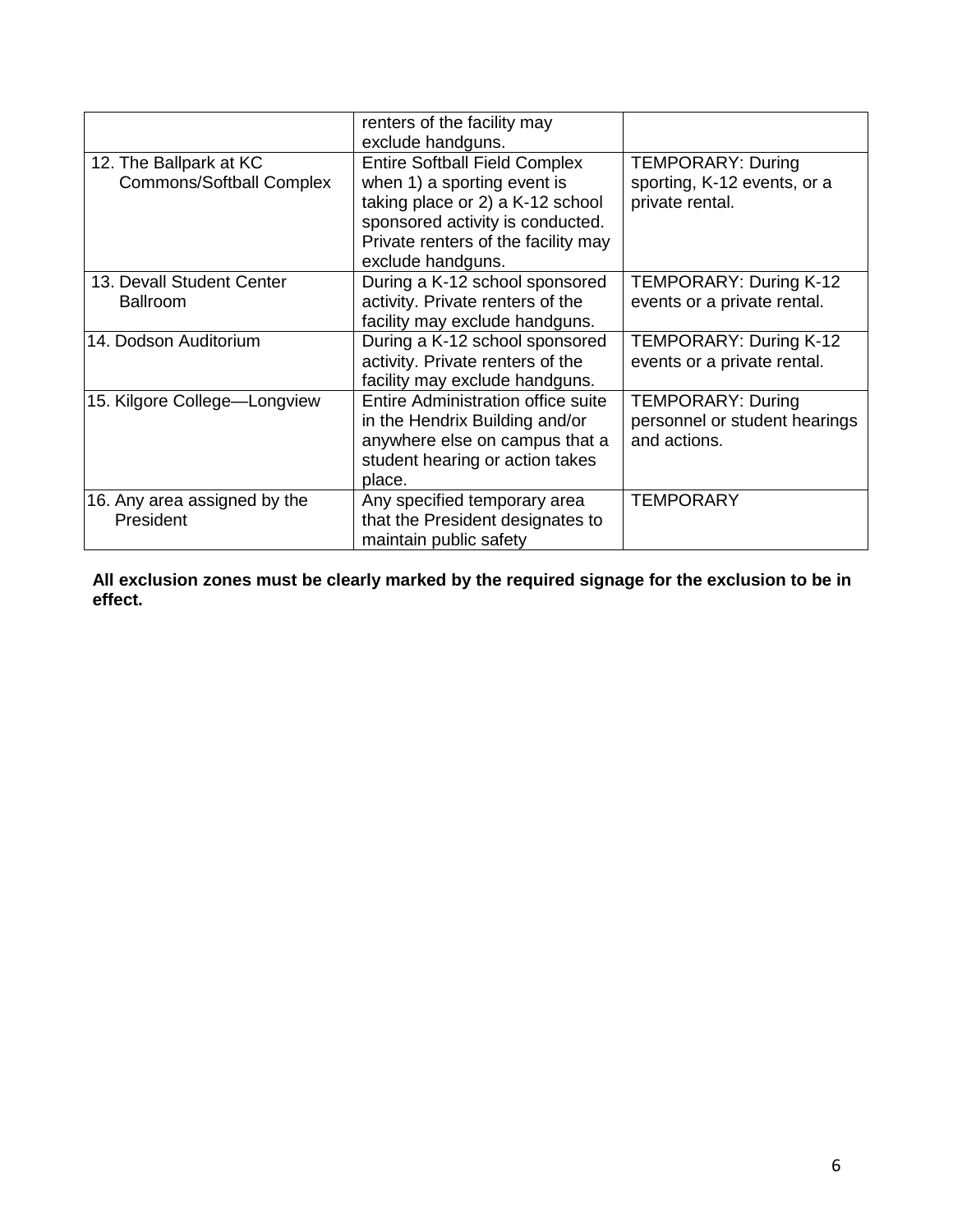| | | |
|---|---|---|
| | renters of the facility may exclude handguns. | |
| 12. The Ballpark at KC Commons/Softball Complex | Entire Softball Field Complex when 1) a sporting event is taking place or 2) a K-12 school sponsored activity is conducted. Private renters of the facility may exclude handguns. | TEMPORARY: During sporting, K-12 events, or a private rental. |
| 13. Devall Student Center Ballroom | During a K-12 school sponsored activity. Private renters of the facility may exclude handguns. | TEMPORARY: During K-12 events or a private rental. |
| 14. Dodson Auditorium | During a K-12 school sponsored activity. Private renters of the facility may exclude handguns. | TEMPORARY: During K-12 events or a private rental. |
| 15. Kilgore College—Longview | Entire Administration office suite in the Hendrix Building and/or anywhere else on campus that a student hearing or action takes place. | TEMPORARY: During personnel or student hearings and actions. |
| 16. Any area assigned by the President | Any specified temporary area that the President designates to maintain public safety | TEMPORARY |

**All exclusion zones must be clearly marked by the required signage for the exclusion to be in effect.**